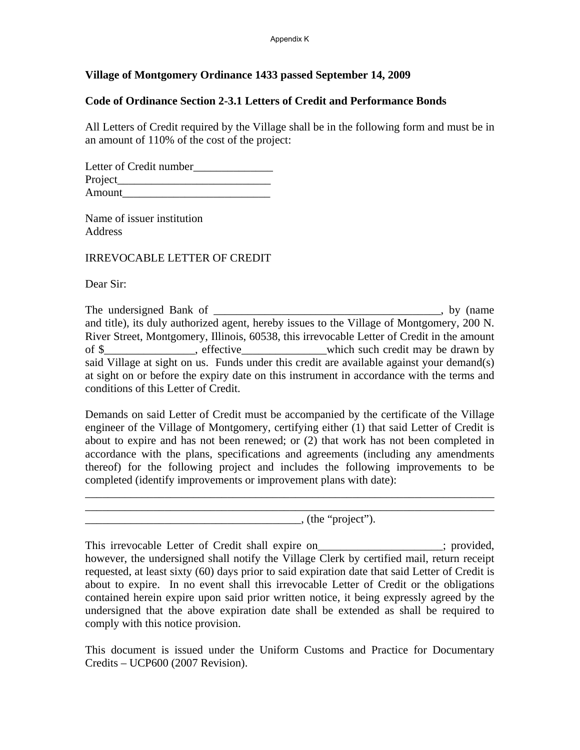Appendix K

**Village of Montgomery Ordinance 1433 passed September 14, 2009**

**Code of Ordinance Section 2-3.1 Letters of Credit and Performance Bonds**

All Letters of Credit required by the Village shall be in the following form and must be in an amount of 110% of the cost of the project:

Letter of Credit number______________
Project___________________________
Amount__________________________

Name of issuer institution
Address

IRREVOCABLE LETTER OF CREDIT

Dear Sir:

The undersigned Bank of ________________________________________, by (name and title), its duly authorized agent, hereby issues to the Village of Montgomery, 200 N. River Street, Montgomery, Illinois, 60538, this irrevocable Letter of Credit in the amount of $________________, effective_______________which such credit may be drawn by said Village at sight on us. Funds under this credit are available against your demand(s) at sight on or before the expiry date on this instrument in accordance with the terms and conditions of this Letter of Credit.

Demands on said Letter of Credit must be accompanied by the certificate of the Village engineer of the Village of Montgomery, certifying either (1) that said Letter of Credit is about to expire and has not been renewed; or (2) that work has not been completed in accordance with the plans, specifications and agreements (including any amendments thereof) for the following project and includes the following improvements to be completed (identify improvements or improvement plans with date):

__________________________________________________________________________
__________________________________________________________________________
_____________________________________, (the "project").

This irrevocable Letter of Credit shall expire on______________________; provided, however, the undersigned shall notify the Village Clerk by certified mail, return receipt requested, at least sixty (60) days prior to said expiration date that said Letter of Credit is about to expire. In no event shall this irrevocable Letter of Credit or the obligations contained herein expire upon said prior written notice, it being expressly agreed by the undersigned that the above expiration date shall be extended as shall be required to comply with this notice provision.

This document is issued under the Uniform Customs and Practice for Documentary Credits – UCP600 (2007 Revision).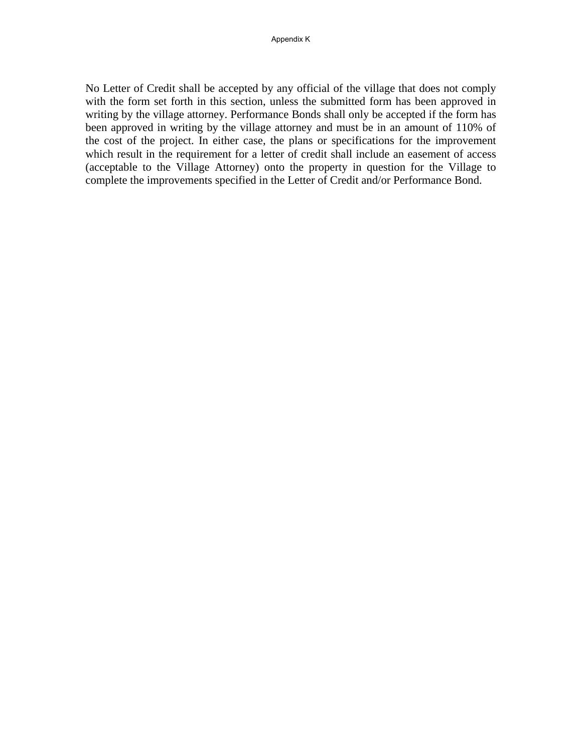No Letter of Credit shall be accepted by any official of the village that does not comply with the form set forth in this section, unless the submitted form has been approved in writing by the village attorney. Performance Bonds shall only be accepted if the form has been approved in writing by the village attorney and must be in an amount of 110% of the cost of the project. In either case, the plans or specifications for the improvement which result in the requirement for a letter of credit shall include an easement of access (acceptable to the Village Attorney) onto the property in question for the Village to complete the improvements specified in the Letter of Credit and/or Performance Bond.